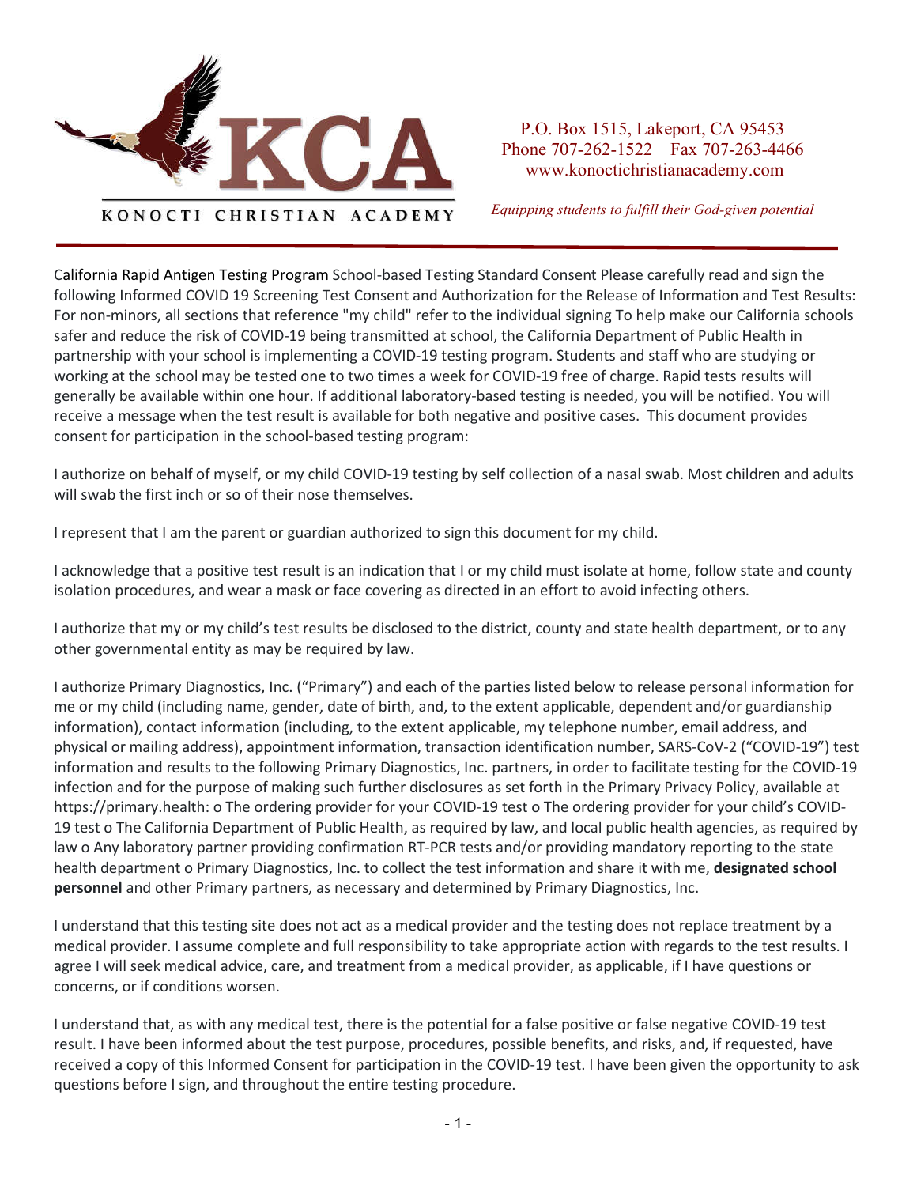KONOCTI CHRISTIAN ACADEMY

P.O. Box 1515, Lakeport, CA 95453
Phone 707-262-1522 Fax 707-263-4466
www.konoctichristianacademy.com

*Equipping students to fulfill their God-given potential*

California Rapid Antigen Testing Program School-based Testing Standard Consent Please carefully read and sign the following Informed COVID 19 Screening Test Consent and Authorization for the Release of Information and Test Results: For non-minors, all sections that reference "my child" refer to the individual signing To help make our California schools safer and reduce the risk of COVID-19 being transmitted at school, the California Department of Public Health in partnership with your school is implementing a COVID-19 testing program. Students and staff who are studying or working at the school may be tested one to two times a week for COVID-19 free of charge. Rapid tests results will generally be available within one hour. If additional laboratory-based testing is needed, you will be notified. You will receive a message when the test result is available for both negative and positive cases. This document provides consent for participation in the school-based testing program:

I authorize on behalf of myself, or my child COVID-19 testing by self collection of a nasal swab. Most children and adults will swab the first inch or so of their nose themselves.

I represent that I am the parent or guardian authorized to sign this document for my child.

I acknowledge that a positive test result is an indication that I or my child must isolate at home, follow state and county isolation procedures, and wear a mask or face covering as directed in an effort to avoid infecting others.

I authorize that my or my child's test results be disclosed to the district, county and state health department, or to any other governmental entity as may be required by law.

I authorize Primary Diagnostics, Inc. ("Primary") and each of the parties listed below to release personal information for me or my child (including name, gender, date of birth, and, to the extent applicable, dependent and/or guardianship information), contact information (including, to the extent applicable, my telephone number, email address, and physical or mailing address), appointment information, transaction identification number, SARS-CoV-2 ("COVID-19") test information and results to the following Primary Diagnostics, Inc. partners, in order to facilitate testing for the COVID-19 infection and for the purpose of making such further disclosures as set forth in the Primary Privacy Policy, available at https://primary.health: o The ordering provider for your COVID-19 test o The ordering provider for your child's COVID-19 test o The California Department of Public Health, as required by law, and local public health agencies, as required by law o Any laboratory partner providing confirmation RT-PCR tests and/or providing mandatory reporting to the state health department o Primary Diagnostics, Inc. to collect the test information and share it with me, **designated school personnel** and other Primary partners, as necessary and determined by Primary Diagnostics, Inc.

I understand that this testing site does not act as a medical provider and the testing does not replace treatment by a medical provider. I assume complete and full responsibility to take appropriate action with regards to the test results. I agree I will seek medical advice, care, and treatment from a medical provider, as applicable, if I have questions or concerns, or if conditions worsen.

I understand that, as with any medical test, there is the potential for a false positive or false negative COVID-19 test result. I have been informed about the test purpose, procedures, possible benefits, and risks, and, if requested, have received a copy of this Informed Consent for participation in the COVID-19 test. I have been given the opportunity to ask questions before I sign, and throughout the entire testing procedure.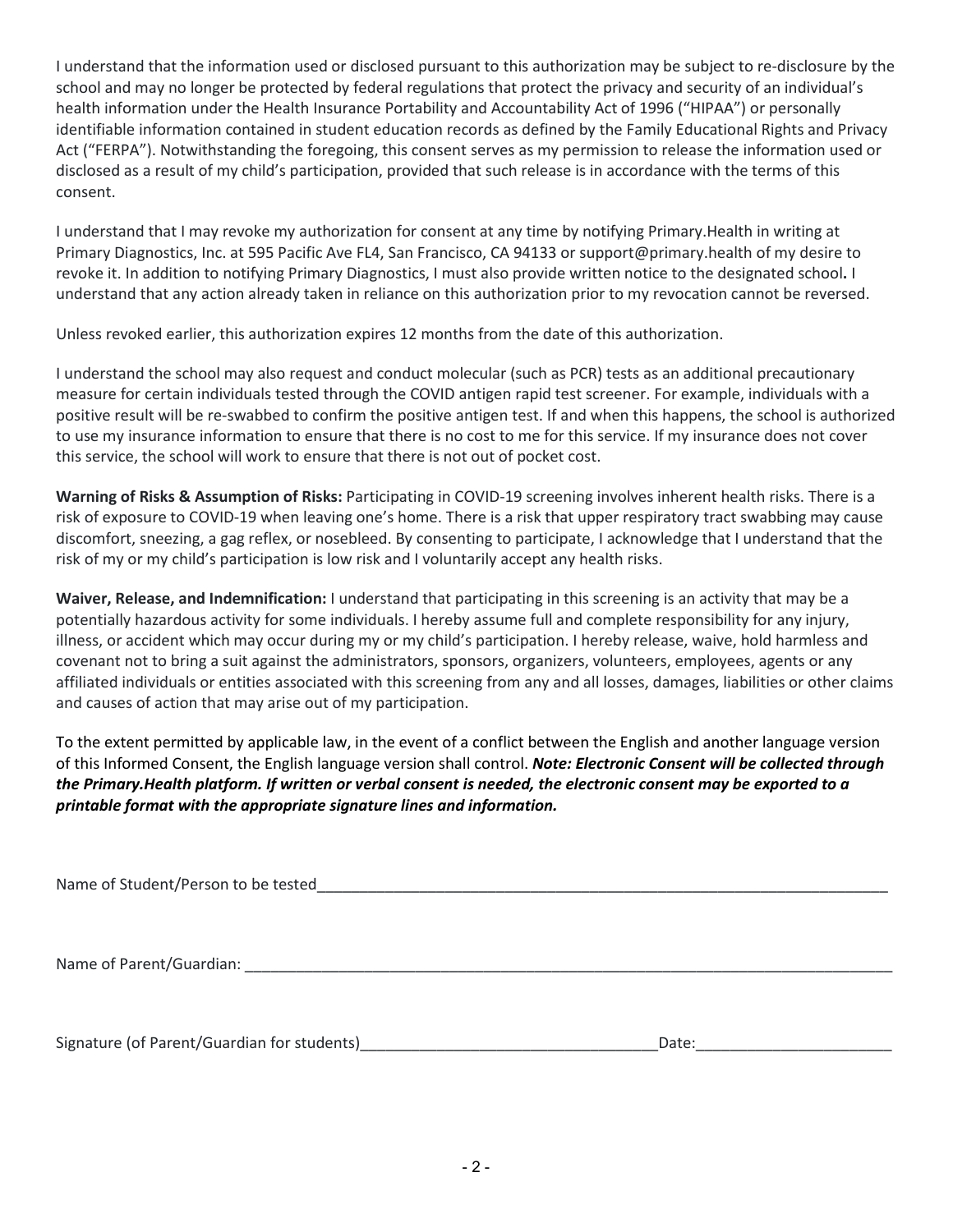I understand that the information used or disclosed pursuant to this authorization may be subject to re-disclosure by the school and may no longer be protected by federal regulations that protect the privacy and security of an individual's health information under the Health Insurance Portability and Accountability Act of 1996 ("HIPAA") or personally identifiable information contained in student education records as defined by the Family Educational Rights and Privacy Act ("FERPA"). Notwithstanding the foregoing, this consent serves as my permission to release the information used or disclosed as a result of my child's participation, provided that such release is in accordance with the terms of this consent.

I understand that I may revoke my authorization for consent at any time by notifying Primary.Health in writing at Primary Diagnostics, Inc. at 595 Pacific Ave FL4, San Francisco, CA 94133 or support@primary.health of my desire to revoke it. In addition to notifying Primary Diagnostics, I must also provide written notice to the designated school**.** I understand that any action already taken in reliance on this authorization prior to my revocation cannot be reversed.

Unless revoked earlier, this authorization expires 12 months from the date of this authorization.

I understand the school may also request and conduct molecular (such as PCR) tests as an additional precautionary measure for certain individuals tested through the COVID antigen rapid test screener. For example, individuals with a positive result will be re-swabbed to confirm the positive antigen test. If and when this happens, the school is authorized to use my insurance information to ensure that there is no cost to me for this service. If my insurance does not cover this service, the school will work to ensure that there is not out of pocket cost.

**Warning of Risks & Assumption of Risks:** Participating in COVID-19 screening involves inherent health risks. There is a risk of exposure to COVID-19 when leaving one's home. There is a risk that upper respiratory tract swabbing may cause discomfort, sneezing, a gag reflex, or nosebleed. By consenting to participate, I acknowledge that I understand that the risk of my or my child's participation is low risk and I voluntarily accept any health risks.

**Waiver, Release, and Indemnification:** I understand that participating in this screening is an activity that may be a potentially hazardous activity for some individuals. I hereby assume full and complete responsibility for any injury, illness, or accident which may occur during my or my child's participation. I hereby release, waive, hold harmless and covenant not to bring a suit against the administrators, sponsors, organizers, volunteers, employees, agents or any affiliated individuals or entities associated with this screening from any and all losses, damages, liabilities or other claims and causes of action that may arise out of my participation.

To the extent permitted by applicable law, in the event of a conflict between the English and another language version of this Informed Consent, the English language version shall control. ***Note: Electronic Consent will be collected through the Primary.Health platform. If written or verbal consent is needed, the electronic consent may be exported to a printable format with the appropriate signature lines and information.***

Name of Student/Person to be tested_______________________________________________________________________

Name of Parent/Guardian: _______________________________________________________________________________

Signature (of Parent/Guardian for students)___________________________________Date:_______________________